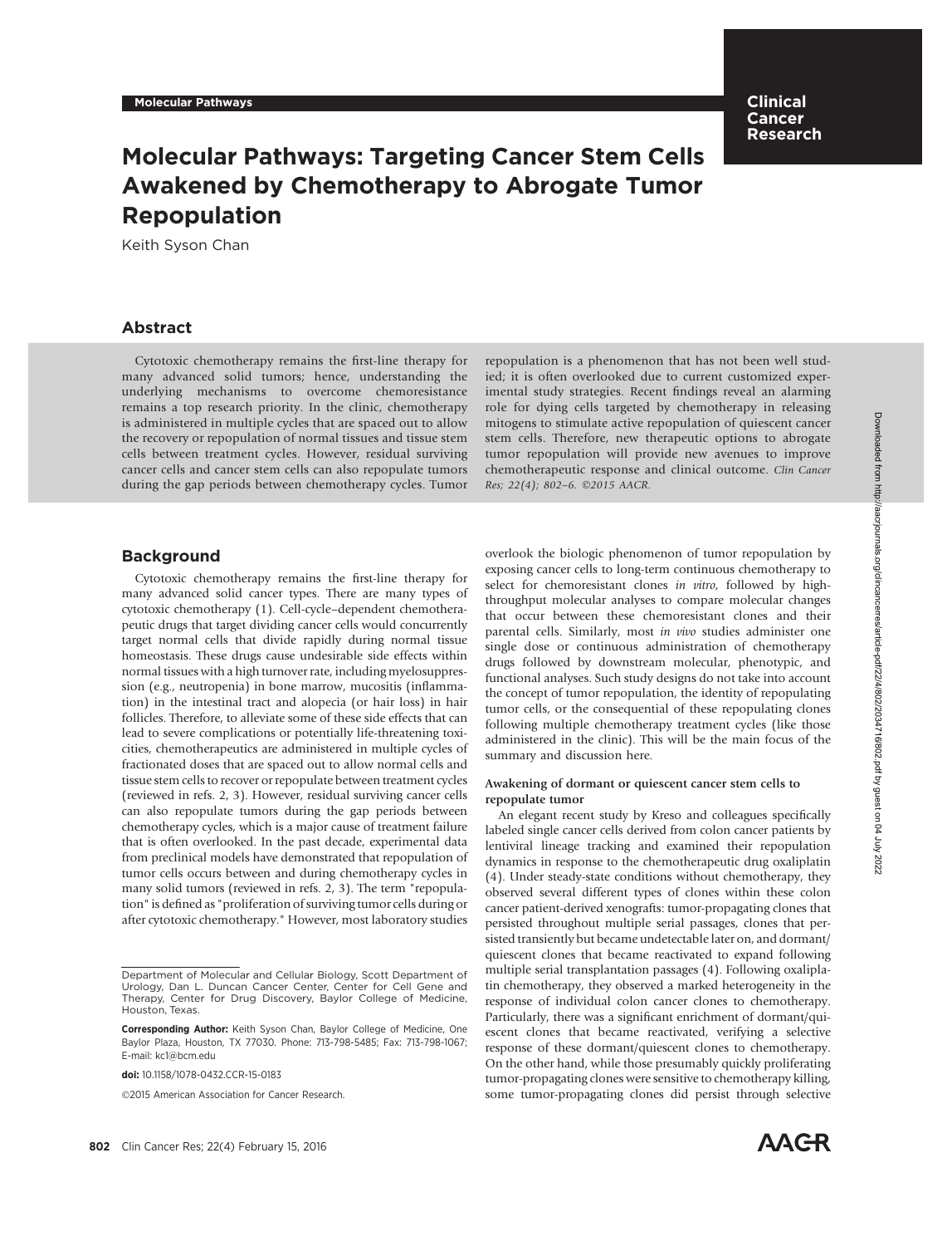# Molecular Pathways: Targeting Cancer Stem Cells Awakened by Chemotherapy to Abrogate Tumor Repopulation

Keith Syson Chan

## Abstract

Cytotoxic chemotherapy remains the first-line therapy for many advanced solid tumors; hence, understanding the underlying mechanisms to overcome chemoresistance remains a top research priority. In the clinic, chemotherapy is administered in multiple cycles that are spaced out to allow the recovery or repopulation of normal tissues and tissue stem cells between treatment cycles. However, residual surviving cancer cells and cancer stem cells can also repopulate tumors during the gap periods between chemotherapy cycles. Tumor repopulation is a phenomenon that has not been well studied; it is often overlooked due to current customized experimental study strategies. Recent findings reveal an alarming role for dying cells targeted by chemotherapy in releasing mitogens to stimulate active repopulation of quiescent cancer stem cells. Therefore, new therapeutic options to abrogate tumor repopulation will provide new avenues to improve chemotherapeutic response and clinical outcome. *Clin Cancer Res; 22(4); 802–6. ©2015 AACR.*

## Background

Cytotoxic chemotherapy remains the first-line therapy for many advanced solid cancer types. There are many types of cytotoxic chemotherapy (1). Cell-cycle–dependent chemotherapeutic drugs that target dividing cancer cells would concurrently target normal cells that divide rapidly during normal tissue homeostasis. These drugs cause undesirable side effects within normal tissues with a high turnover rate, including myelosuppression (e.g., neutropenia) in bone marrow, mucositis (inflammation) in the intestinal tract and alopecia (or hair loss) in hair follicles. Therefore, to alleviate some of these side effects that can lead to severe complications or potentially life-threatening toxicities, chemotherapeutics are administered in multiple cycles of fractionated doses that are spaced out to allow normal cells and tissue stem cells to recover or repopulate between treatment cycles (reviewed in refs. 2, 3). However, residual surviving cancer cells can also repopulate tumors during the gap periods between chemotherapy cycles, which is a major cause of treatment failure that is often overlooked. In the past decade, experimental data from preclinical models have demonstrated that repopulation of tumor cells occurs between and during chemotherapy cycles in many solid tumors (reviewed in refs. 2, 3). The term "repopulation" is defined as "proliferation of surviving tumor cells during or after cytotoxic chemotherapy." However, most laboratory studies overlook the biologic phenomenon of tumor repopulation by exposing cancer cells to long-term continuous chemotherapy to select for chemoresistant clones *in vitro*, followed by high-throughput molecular analyses to compare molecular changes that occur between these chemoresistant clones and their parental cells. Similarly, most *in vivo* studies administer one single dose or continuous administration of chemotherapy drugs followed by downstream molecular, phenotypic, and functional analyses. Such study designs do not take into account the concept of tumor repopulation, the identity of repopulating tumor cells, or the consequential of these repopulating clones following multiple chemotherapy treatment cycles (like those administered in the clinic). This will be the main focus of the summary and discussion here.

Department of Molecular and Cellular Biology, Scott Department of Urology, Dan L. Duncan Cancer Center, Center for Cell Gene and Therapy, Center for Drug Discovery, Baylor College of Medicine, Houston, Texas.

**Corresponding Author:** Keith Syson Chan, Baylor College of Medicine, One Baylor Plaza, Houston, TX 77030. Phone: 713-798-5485; Fax: 713-798-1067; E-mail: kc1@bcm.edu

**doi:** 10.1158/1078-0432.CCR-15-0183

©2015 American Association for Cancer Research.

### Awakening of dormant or quiescent cancer stem cells to repopulate tumor

An elegant recent study by Kreso and colleagues specifically labeled single cancer cells derived from colon cancer patients by lentiviral lineage tracking and examined their repopulation dynamics in response to the chemotherapeutic drug oxaliplatin (4). Under steady-state conditions without chemotherapy, they observed several different types of clones within these colon cancer patient-derived xenografts: tumor-propagating clones that persisted throughout multiple serial passages, clones that persisted transiently but became undetectable later on, and dormant/quiescent clones that became reactivated to expand following multiple serial transplantation passages (4). Following oxaliplatin chemotherapy, they observed a marked heterogeneity in the response of individual colon cancer clones to chemotherapy. Particularly, there was a significant enrichment of dormant/quiescent clones that became reactivated, verifying a selective response of these dormant/quiescent clones to chemotherapy. On the other hand, while those presumably quickly proliferating tumor-propagating clones were sensitive to chemotherapy killing, some tumor-propagating clones did persist through selective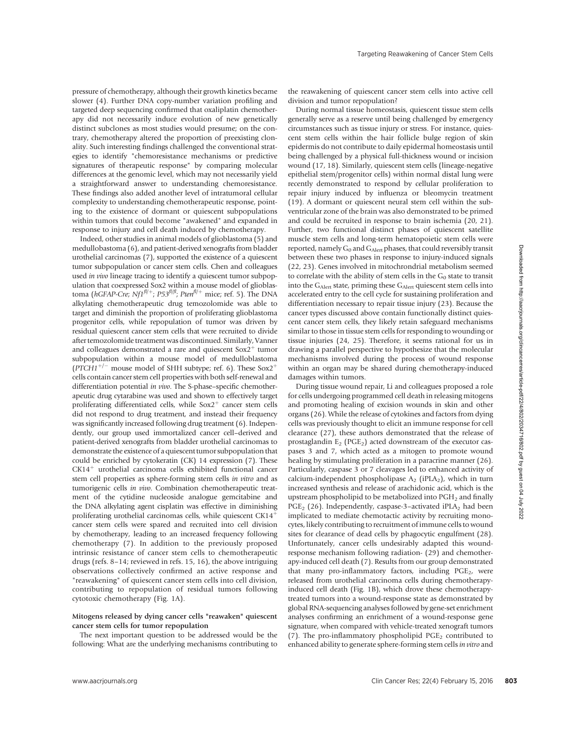pressure of chemotherapy, although their growth kinetics became slower (4). Further DNA copy-number variation profiling and targeted deep sequencing confirmed that oxaliplatin chemotherapy did not necessarily induce evolution of new genetically distinct subclones as most studies would presume; on the contrary, chemotherapy altered the proportion of preexisting clonality. Such interesting findings challenged the conventional strategies to identify "chemoresistance mechanisms or predictive signatures of therapeutic response" by comparing molecular differences at the genomic level, which may not necessarily yield a straightforward answer to understanding chemoresistance. These findings also added another level of intratumoral cellular complexity to understanding chemotherapeutic response, pointing to the existence of dormant or quiescent subpopulations within tumors that could become "awakened" and expanded in response to injury and cell death induced by chemotherapy.

Indeed, other studies in animal models of glioblastoma (5) and medullobastoma (6), and patient-derived xenografts from bladder urothelial carcinomas (7), supported the existence of a quiescent tumor subpopulation or cancer stem cells. Chen and colleagues used *in vivo* lineage tracing to identify a quiescent tumor subpopulation that coexpressed Sox2 within a mouse model of glioblastoma (*hGFAP-Cre*; $Nf1^{fl/+}$; $P53^{fl/fl}$; $Pten^{fl/+}$ mice; ref. 5). The DNA alkylating chemotherapeutic drug temozolomide was able to target and diminish the proportion of proliferating glioblastoma progenitor cells, while repopulation of tumor was driven by residual quiescent cancer stem cells that were recruited to divide after temozolomide treatment was discontinued. Similarly, Vanner and colleagues demonstrated a rare and quiescent $Sox2^+$ tumor subpopulation within a mouse model of medulloblastoma ($PTCH1^{+/-}$ mouse model of SHH subtype; ref. 6). These $Sox2^+$ cells contain cancer stem cell properties with both self-renewal and differentiation potential *in vivo*. The S-phase–specific chemotherapeutic drug cytarabine was used and shown to effectively target proliferating differentiated cells, while $Sox2^+$ cancer stem cells did not respond to drug treatment, and instead their frequency was significantly increased following drug treatment (6). Independently, our group used immortalized cancer cell–derived and patient-derived xenografts from bladder urothelial carcinomas to demonstrate the existence of a quiescent tumor subpopulation that could be enriched by cytokeratin (CK) 14 expression (7). These $CK14^+$ urothelial carcinoma cells exhibited functional cancer stem cell properties as sphere-forming stem cells *in vitro* and as tumorigenic cells *in vivo*. Combination chemotherapeutic treatment of the cytidine nucleoside analogue gemcitabine and the DNA alkylating agent cisplatin was effective in diminishing proliferating urothelial carcinomas cells, while quiescent $CK14^+$ cancer stem cells were spared and recruited into cell division by chemotherapy, leading to an increased frequency following chemotherapy (7). In addition to the previously proposed intrinsic resistance of cancer stem cells to chemotherapeutic drugs (refs. 8–14; reviewed in refs. 15, 16), the above intriguing observations collectively confirmed an active response and "reawakening" of quiescent cancer stem cells into cell division, contributing to repopulation of residual tumors following cytotoxic chemotherapy (Fig. 1A).

### Mitogens released by dying cancer cells "reawaken" quiescent cancer stem cells for tumor repopulation

The next important question to be addressed would be the following: What are the underlying mechanisms contributing to the reawakening of quiescent cancer stem cells into active cell division and tumor repopulation?

During normal tissue homeostasis, quiescent tissue stem cells generally serve as a reserve until being challenged by emergency circumstances such as tissue injury or stress. For instance, quiescent stem cells within the hair follicle bulge region of skin epidermis do not contribute to daily epidermal homeostasis until being challenged by a physical full-thickness wound or incision wound (17, 18). Similarly, quiescent stem cells (lineage-negative epithelial stem/progenitor cells) within normal distal lung were recently demonstrated to respond by cellular proliferation to repair injury induced by influenza or bleomycin treatment (19). A dormant or quiescent neural stem cell within the subventricular zone of the brain was also demonstrated to be primed and could be recruited in response to brain ischemia (20, 21). Further, two functional distinct phases of quiescent satellite muscle stem cells and long-term hematopoietic stem cells were reported, namely $G_0$ and $G_{Alert}$ phases, that could reversibly transit between these two phases in response to injury-induced signals (22, 23). Genes involved in mitochrondrial metabolism seemed to correlate with the ability of stem cells in the $G_0$ state to transit into the $G_{Alert}$ state, priming these $G_{Alert}$ quiescent stem cells into accelerated entry to the cell cycle for sustaining proliferation and differentiation necessary to repair tissue injury (23). Because the cancer types discussed above contain functionally distinct quiescent cancer stem cells, they likely retain safeguard mechanisms similar to those in tissue stem cells for responding to wounding or tissue injuries (24, 25). Therefore, it seems rational for us in drawing a parallel perspective to hypothesize that the molecular mechanisms involved during the process of wound response within an organ may be shared during chemotherapy-induced damages within tumors.

During tissue wound repair, Li and colleagues proposed a role for cells undergoing programmed cell death in releasing mitogens and promoting healing of excision wounds in skin and other organs (26). While the release of cytokines and factors from dying cells was previously thought to elicit an immune response for cell clearance (27), these authors demonstrated that the release of prostaglandin $E_2$ ($PGE_2$) acted downstream of the executor caspases 3 and 7, which acted as a mitogen to promote wound healing by stimulating proliferation in a paracrine manner (26). Particularly, caspase 3 or 7 cleavages led to enhanced activity of calcium-independent phospholipase $A_2$ ($iPLA_2$), which in turn increased synthesis and release of arachidonic acid, which is the upstream phospholipid to be metabolized into $PGH_2$ and finally $PGE_2$ (26). Independently, caspase-3–activated $iPLA_2$ had been implicated to mediate chemotactic activity by recruiting monocytes, likely contributing to recruitment of immune cells to wound sites for clearance of dead cells by phagocytic engulfment (28). Unfortunately, cancer cells undesirably adapted this wound-response mechanism following radiation- (29) and chemotherapy-induced cell death (7). Results from our group demonstrated that many pro-inflammatory factors, including $PGE_2$, were released from urothelial carcinoma cells during chemotherapy-induced cell death (Fig. 1B), which drove these chemotherapy-treated tumors into a wound-response state as demonstrated by global RNA-sequencing analyses followed by gene-set enrichment analyses confirming an enrichment of a wound-response gene signature, when compared with vehicle-treated xenograft tumors (7). The pro-inflammatory phospholipid $PGE_2$ contributed to enhanced ability to generate sphere-forming stem cells *in vitro* and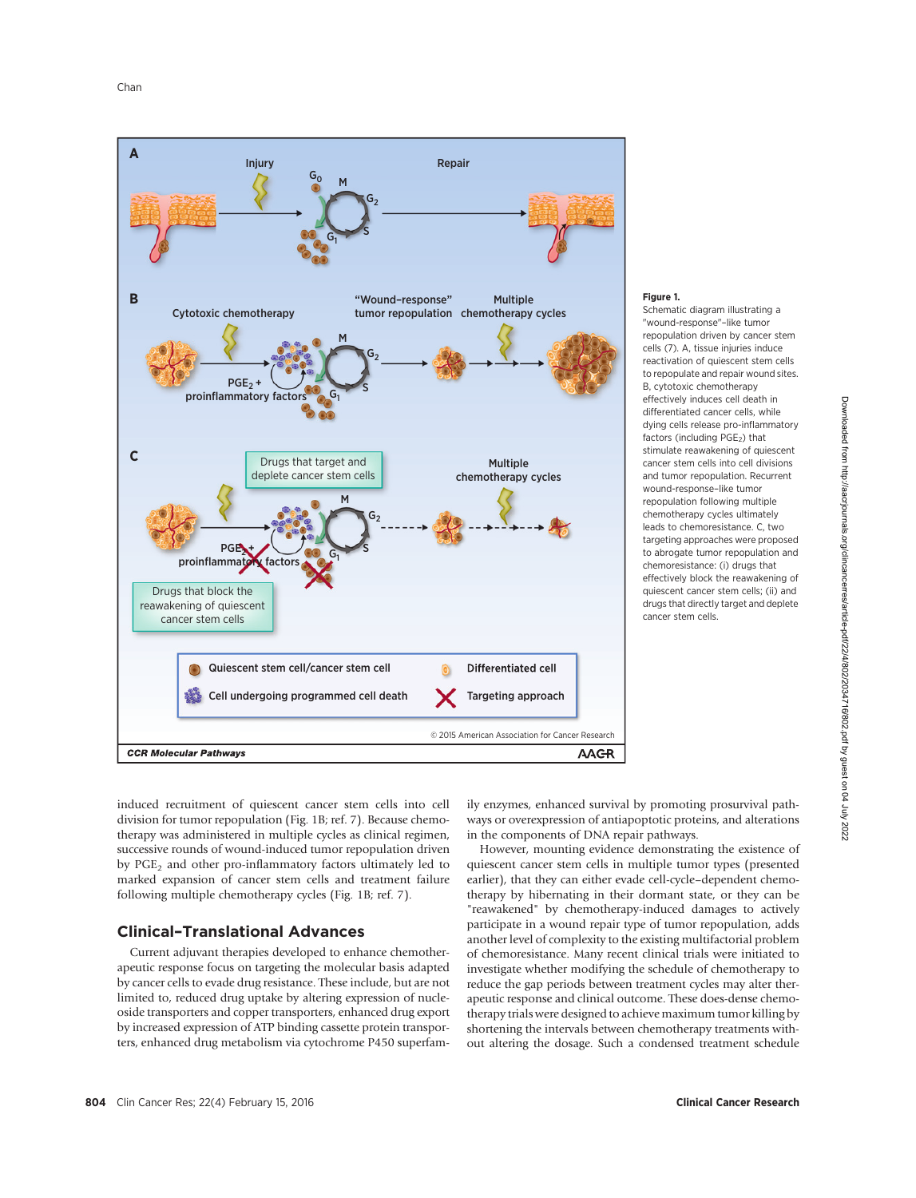**Figure 1.**
Schematic diagram illustrating a "wound-response"–like tumor repopulation driven by cancer stem cells (7). A, tissue injuries induce reactivation of quiescent stem cells to repopulate and repair wound sites. B, cytotoxic chemotherapy effectively induces cell death in differentiated cancer cells, while dying cells release pro-inflammatory factors (including $PGE_2$) that stimulate reawakening of quiescent cancer stem cells into cell divisions and tumor repopulation. Recurrent wound-response–like tumor repopulation following multiple chemotherapy cycles ultimately leads to chemoresistance. C, two targeting approaches were proposed to abrogate tumor repopulation and chemoresistance: (i) drugs that effectively block the reawakening of quiescent cancer stem cells; (ii) and drugs that directly target and deplete cancer stem cells.

induced recruitment of quiescent cancer stem cells into cell division for tumor repopulation (Fig. 1B; ref. 7). Because chemotherapy was administered in multiple cycles as clinical regimen, successive rounds of wound-induced tumor repopulation driven by $PGE_2$ and other pro-inflammatory factors ultimately led to marked expansion of cancer stem cells and treatment failure following multiple chemotherapy cycles (Fig. 1B; ref. 7).

## Clinical–Translational Advances

Current adjuvant therapies developed to enhance chemotherapeutic response focus on targeting the molecular basis adapted by cancer cells to evade drug resistance. These include, but are not limited to, reduced drug uptake by altering expression of nucleoside transporters and copper transporters, enhanced drug export by increased expression of ATP binding cassette protein transporters, enhanced drug metabolism via cytochrome P450 superfamily enzymes, enhanced survival by promoting prosurvival pathways or overexpression of antiapoptotic proteins, and alterations in the components of DNA repair pathways.

However, mounting evidence demonstrating the existence of quiescent cancer stem cells in multiple tumor types (presented earlier), that they can either evade cell-cycle–dependent chemotherapy by hibernating in their dormant state, or they can be "reawakened" by chemotherapy-induced damages to actively participate in a wound repair type of tumor repopulation, adds another level of complexity to the existing multifactorial problem of chemoresistance. Many recent clinical trials were initiated to investigate whether modifying the schedule of chemotherapy to reduce the gap periods between treatment cycles may alter therapeutic response and clinical outcome. These does-dense chemotherapy trials were designed to achieve maximum tumor killing by shortening the intervals between chemotherapy treatments without altering the dosage. Such a condensed treatment schedule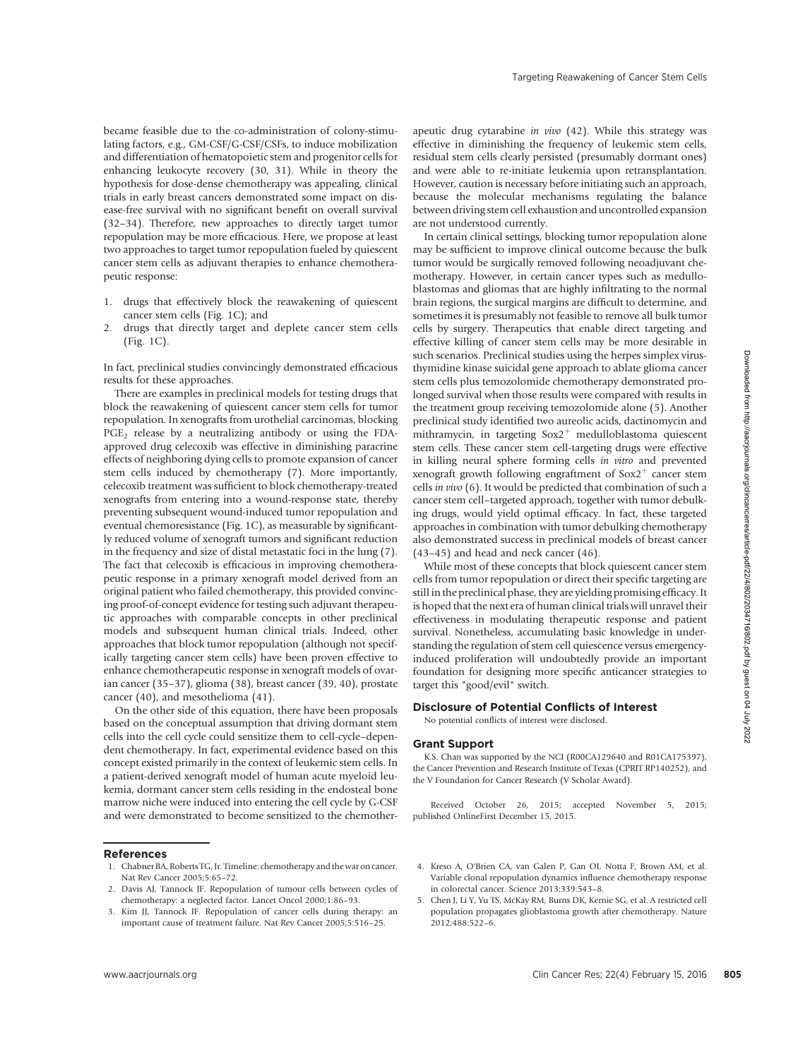became feasible due to the co-administration of colony-stimulating factors, e.g., GM-CSF/G-CSF/CSFs, to induce mobilization and differentiation of hematopoietic stem and progenitor cells for enhancing leukocyte recovery (30, 31). While in theory the hypothesis for dose-dense chemotherapy was appealing, clinical trials in early breast cancers demonstrated some impact on disease-free survival with no significant benefit on overall survival (32–34). Therefore, new approaches to directly target tumor repopulation may be more efficacious. Here, we propose at least two approaches to target tumor repopulation fueled by quiescent cancer stem cells as adjuvant therapies to enhance chemotherapeutic response:

1. drugs that effectively block the reawakening of quiescent cancer stem cells (Fig. 1C); and
2. drugs that directly target and deplete cancer stem cells (Fig. 1C).

In fact, preclinical studies convincingly demonstrated efficacious results for these approaches.

There are examples in preclinical models for testing drugs that block the reawakening of quiescent cancer stem cells for tumor repopulation. In xenografts from urothelial carcinomas, blocking $PGE_2$ release by a neutralizing antibody or using the FDA-approved drug celecoxib was effective in diminishing paracrine effects of neighboring dying cells to promote expansion of cancer stem cells induced by chemotherapy (7). More importantly, celecoxib treatment was sufficient to block chemotherapy-treated xenografts from entering into a wound-response state, thereby preventing subsequent wound-induced tumor repopulation and eventual chemoresistance (Fig. 1C), as measurable by significantly reduced volume of xenograft tumors and significant reduction in the frequency and size of distal metastatic foci in the lung (7). The fact that celecoxib is efficacious in improving chemotherapeutic response in a primary xenograft model derived from an original patient who failed chemotherapy, this provided convincing proof-of-concept evidence for testing such adjuvant therapeutic approaches with comparable concepts in other preclinical models and subsequent human clinical trials. Indeed, other approaches that block tumor repopulation (although not specifically targeting cancer stem cells) have been proven effective to enhance chemotherapeutic response in xenograft models of ovarian cancer (35–37), glioma (38), breast cancer (39, 40), prostate cancer (40), and mesothelioma (41).

On the other side of this equation, there have been proposals based on the conceptual assumption that driving dormant stem cells into the cell cycle could sensitize them to cell-cycle–dependent chemotherapy. In fact, experimental evidence based on this concept existed primarily in the context of leukemic stem cells. In a patient-derived xenograft model of human acute myeloid leukemia, dormant cancer stem cells residing in the endosteal bone marrow niche were induced into entering the cell cycle by G-CSF and were demonstrated to become sensitized to the chemotherapeutic drug cytarabine *in vivo* (42). While this strategy was effective in diminishing the frequency of leukemic stem cells, residual stem cells clearly persisted (presumably dormant ones) and were able to re-initiate leukemia upon retransplantation. However, caution is necessary before initiating such an approach, because the molecular mechanisms regulating the balance between driving stem cell exhaustion and uncontrolled expansion are not understood currently.

In certain clinical settings, blocking tumor repopulation alone may be sufficient to improve clinical outcome because the bulk tumor would be surgically removed following neoadjuvant chemotherapy. However, in certain cancer types such as medulloblastomas and gliomas that are highly infiltrating to the normal brain regions, the surgical margins are difficult to determine, and sometimes it is presumably not feasible to remove all bulk tumor cells by surgery. Therapeutics that enable direct targeting and effective killing of cancer stem cells may be more desirable in such scenarios. Preclinical studies using the herpes simplex virus-thymidine kinase suicidal gene approach to ablate glioma cancer stem cells plus temozolomide chemotherapy demonstrated prolonged survival when those results were compared with results in the treatment group receiving temozolomide alone (5). Another preclinical study identified two aureolic acids, dactinomycin and mithramycin, in targeting $Sox2^+$ medulloblastoma quiescent stem cells. These cancer stem cell-targeting drugs were effective in killing neural sphere forming cells *in vitro* and prevented xenograft growth following engraftment of $Sox2^+$ cancer stem cells *in vivo* (6). It would be predicted that combination of such a cancer stem cell–targeted approach, together with tumor debulking drugs, would yield optimal efficacy. In fact, these targeted approaches in combination with tumor debulking chemotherapy also demonstrated success in preclinical models of breast cancer (43–45) and head and neck cancer (46).

While most of these concepts that block quiescent cancer stem cells from tumor repopulation or direct their specific targeting are still in the preclinical phase, they are yielding promising efficacy. It is hoped that the next era of human clinical trials will unravel their effectiveness in modulating therapeutic response and patient survival. Nonetheless, accumulating basic knowledge in understanding the regulation of stem cell quiescence versus emergency-induced proliferation will undoubtedly provide an important foundation for designing more specific anticancer strategies to target this "good/evil" switch.

## Disclosure of Potential Conflicts of Interest

No potential conflicts of interest were disclosed.

## Grant Support

K.S. Chan was supported by the NCI (R00CA129640 and R01CA175397), the Cancer Prevention and Research Institute of Texas (CPRIT RP140252), and the V Foundation for Cancer Research (V Scholar Award).

Received October 26, 2015; accepted November 5, 2015; published OnlineFirst December 15, 2015.

## References

1. Chabner BA, Roberts TG, Jr. Timeline: chemotherapy and the war on cancer. Nat Rev Cancer 2005;5:65–72.
2. Davis AJ, Tannock JF. Repopulation of tumour cells between cycles of chemotherapy: a neglected factor. Lancet Oncol 2000;1:86–93.
3. Kim JJ, Tannock IF. Repopulation of cancer cells during therapy: an important cause of treatment failure. Nat Rev Cancer 2005;5:516–25.
4. Kreso A, O'Brien CA, van Galen P, Gan OI, Notta F, Brown AM, et al. Variable clonal repopulation dynamics influence chemotherapy response in colorectal cancer. Science 2013;339:543–8.
5. Chen J, Li Y, Yu TS, McKay RM, Burns DK, Kernie SG, et al. A restricted cell population propagates glioblastoma growth after chemotherapy. Nature 2012;488:522–6.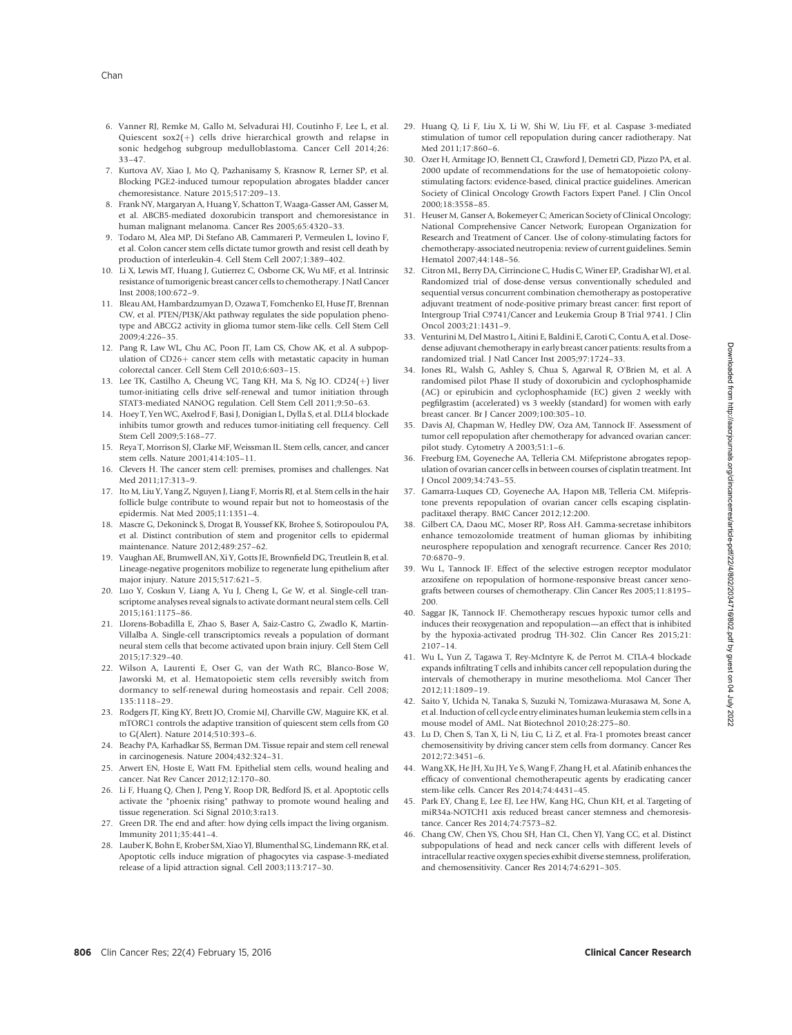6. Vanner RJ, Remke M, Gallo M, Selvadurai HJ, Coutinho F, Lee L, et al. Quiescent sox2(+) cells drive hierarchical growth and relapse in sonic hedgehog subgroup medulloblastoma. Cancer Cell 2014;26: 33–47.
7. Kurtova AV, Xiao J, Mo Q, Pazhanisamy S, Krasnow R, Lerner SP, et al. Blocking PGE2-induced tumour repopulation abrogates bladder cancer chemoresistance. Nature 2015;517:209–13.
8. Frank NY, Margaryan A, Huang Y, Schatton T, Waaga-Gasser AM, Gasser M, et al. ABCB5-mediated doxorubicin transport and chemoresistance in human malignant melanoma. Cancer Res 2005;65:4320–33.
9. Todaro M, Alea MP, Di Stefano AB, Cammareri P, Vermeulen L, Iovino F, et al. Colon cancer stem cells dictate tumor growth and resist cell death by production of interleukin-4. Cell Stem Cell 2007;1:389–402.
10. Li X, Lewis MT, Huang J, Gutierrez C, Osborne CK, Wu MF, et al. Intrinsic resistance of tumorigenic breast cancer cells to chemotherapy. J Natl Cancer Inst 2008;100:672–9.
11. Bleau AM, Hambardzumyan D, Ozawa T, Fomchenko EI, Huse JT, Brennan CW, et al. PTEN/PI3K/Akt pathway regulates the side population phenotype and ABCG2 activity in glioma tumor stem-like cells. Cell Stem Cell 2009;4:226–35.
12. Pang R, Law WL, Chu AC, Poon JT, Lam CS, Chow AK, et al. A subpopulation of CD26+ cancer stem cells with metastatic capacity in human colorectal cancer. Cell Stem Cell 2010;6:603–15.
13. Lee TK, Castilho A, Cheung VC, Tang KH, Ma S, Ng IO. CD24(+) liver tumor-initiating cells drive self-renewal and tumor initiation through STAT3-mediated NANOG regulation. Cell Stem Cell 2011;9:50–63.
14. Hoey T, Yen WC, Axelrod F, Basi J, Donigian L, Dylla S, et al. DLL4 blockade inhibits tumor growth and reduces tumor-initiating cell frequency. Cell Stem Cell 2009;5:168–77.
15. Reya T, Morrison SJ, Clarke MF, Weissman IL. Stem cells, cancer, and cancer stem cells. Nature 2001;414:105–11.
16. Clevers H. The cancer stem cell: premises, promises and challenges. Nat Med 2011;17:313–9.
17. Ito M, Liu Y, Yang Z, Nguyen J, Liang F, Morris RJ, et al. Stem cells in the hair follicle bulge contribute to wound repair but not to homeostasis of the epidermis. Nat Med 2005;11:1351–4.
18. Mascre G, Dekoninck S, Drogat B, Youssef KK, Brohee S, Sotiropoulou PA, et al. Distinct contribution of stem and progenitor cells to epidermal maintenance. Nature 2012;489:257–62.
19. Vaughan AE, Brumwell AN, Xi Y, Gotts JE, Brownfield DG, Treutlein B, et al. Lineage-negative progenitors mobilize to regenerate lung epithelium after major injury. Nature 2015;517:621–5.
20. Luo Y, Coskun V, Liang A, Yu J, Cheng L, Ge W, et al. Single-cell transcriptome analyses reveal signals to activate dormant neural stem cells. Cell 2015;161:1175–86.
21. Llorens-Bobadilla E, Zhao S, Baser A, Saiz-Castro G, Zwadlo K, Martin-Villalba A. Single-cell transcriptomics reveals a population of dormant neural stem cells that become activated upon brain injury. Cell Stem Cell 2015;17:329–40.
22. Wilson A, Laurenti E, Oser G, van der Wath RC, Blanco-Bose W, Jaworski M, et al. Hematopoietic stem cells reversibly switch from dormancy to self-renewal during homeostasis and repair. Cell 2008; 135:1118–29.
23. Rodgers JT, King KY, Brett JO, Cromie MJ, Charville GW, Maguire KK, et al. mTORC1 controls the adaptive transition of quiescent stem cells from G0 to G(Alert). Nature 2014;510:393–6.
24. Beachy PA, Karhadkar SS, Berman DM. Tissue repair and stem cell renewal in carcinogenesis. Nature 2004;432:324–31.
25. Arwert EN, Hoste E, Watt FM. Epithelial stem cells, wound healing and cancer. Nat Rev Cancer 2012;12:170–80.
26. Li F, Huang Q, Chen J, Peng Y, Roop DR, Bedford JS, et al. Apoptotic cells activate the "phoenix rising" pathway to promote wound healing and tissue regeneration. Sci Signal 2010;3:ra13.
27. Green DR. The end and after: how dying cells impact the living organism. Immunity 2011;35:441–4.
28. Lauber K, Bohn E, Krober SM, Xiao YJ, Blumenthal SG, Lindemann RK, et al. Apoptotic cells induce migration of phagocytes via caspase-3-mediated release of a lipid attraction signal. Cell 2003;113:717–30.
29. Huang Q, Li F, Liu X, Li W, Shi W, Liu FF, et al. Caspase 3-mediated stimulation of tumor cell repopulation during cancer radiotherapy. Nat Med 2011;17:860–6.
30. Ozer H, Armitage JO, Bennett CL, Crawford J, Demetri GD, Pizzo PA, et al. 2000 update of recommendations for the use of hematopoietic colony-stimulating factors: evidence-based, clinical practice guidelines. American Society of Clinical Oncology Growth Factors Expert Panel. J Clin Oncol 2000;18:3558–85.
31. Heuser M, Ganser A, Bokemeyer C; American Society of Clinical Oncology; National Comprehensive Cancer Network; European Organization for Research and Treatment of Cancer. Use of colony-stimulating factors for chemotherapy-associated neutropenia: review of current guidelines. Semin Hematol 2007;44:148–56.
32. Citron ML, Berry DA, Cirrincione C, Hudis C, Winer EP, Gradishar WJ, et al. Randomized trial of dose-dense versus conventionally scheduled and sequential versus concurrent combination chemotherapy as postoperative adjuvant treatment of node-positive primary breast cancer: first report of Intergroup Trial C9741/Cancer and Leukemia Group B Trial 9741. J Clin Oncol 2003;21:1431–9.
33. Venturini M, Del Mastro L, Aitini E, Baldini E, Caroti C, Contu A, et al. Dose-dense adjuvant chemotherapy in early breast cancer patients: results from a randomized trial. J Natl Cancer Inst 2005;97:1724–33.
34. Jones RL, Walsh G, Ashley S, Chua S, Agarwal R, O'Brien M, et al. A randomised pilot Phase II study of doxorubicin and cyclophosphamide (AC) or epirubicin and cyclophosphamide (EC) given 2 weekly with pegfilgrastim (accelerated) vs 3 weekly (standard) for women with early breast cancer. Br J Cancer 2009;100:305–10.
35. Davis AJ, Chapman W, Hedley DW, Oza AM, Tannock IF. Assessment of tumor cell repopulation after chemotherapy for advanced ovarian cancer: pilot study. Cytometry A 2003;51:1–6.
36. Freeburg EM, Goyeneche AA, Telleria CM. Mifepristone abrogates repopulation of ovarian cancer cells in between courses of cisplatin treatment. Int J Oncol 2009;34:743–55.
37. Gamarra-Luques CD, Goyeneche AA, Hapon MB, Telleria CM. Mifepristone prevents repopulation of ovarian cancer cells escaping cisplatin-paclitaxel therapy. BMC Cancer 2012;12:200.
38. Gilbert CA, Daou MC, Moser RP, Ross AH. Gamma-secretase inhibitors enhance temozolomide treatment of human gliomas by inhibiting neurosphere repopulation and xenograft recurrence. Cancer Res 2010; 70:6870–9.
39. Wu L, Tannock IF. Effect of the selective estrogen receptor modulator arzoxifene on repopulation of hormone-responsive breast cancer xenografts between courses of chemotherapy. Clin Cancer Res 2005;11:8195–200.
40. Saggar JK, Tannock IF. Chemotherapy rescues hypoxic tumor cells and induces their reoxygenation and repopulation—an effect that is inhibited by the hypoxia-activated prodrug TH-302. Clin Cancer Res 2015;21: 2107–14.
41. Wu L, Yun Z, Tagawa T, Rey-McIntyre K, de Perrot M. CTLA-4 blockade expands infiltrating T cells and inhibits cancer cell repopulation during the intervals of chemotherapy in murine mesothelioma. Mol Cancer Ther 2012;11:1809–19.
42. Saito Y, Uchida N, Tanaka S, Suzuki N, Tomizawa-Murasawa M, Sone A, et al. Induction of cell cycle entry eliminates human leukemia stem cells in a mouse model of AML. Nat Biotechnol 2010;28:275–80.
43. Lu D, Chen S, Tan X, Li N, Liu C, Li Z, et al. Fra-1 promotes breast cancer chemosensitivity by driving cancer stem cells from dormancy. Cancer Res 2012;72:3451–6.
44. Wang XK, He JH, Xu JH, Ye S, Wang F, Zhang H, et al. Afatinib enhances the efficacy of conventional chemotherapeutic agents by eradicating cancer stem-like cells. Cancer Res 2014;74:4431–45.
45. Park EY, Chang E, Lee EJ, Lee HW, Kang HG, Chun KH, et al. Targeting of miR34a-NOTCH1 axis reduced breast cancer stemness and chemoresistance. Cancer Res 2014;74:7573–82.
46. Chang CW, Chen YS, Chou SH, Han CL, Chen YJ, Yang CC, et al. Distinct subpopulations of head and neck cancer cells with different levels of intracellular reactive oxygen species exhibit diverse stemness, proliferation, and chemosensitivity. Cancer Res 2014;74:6291–305.